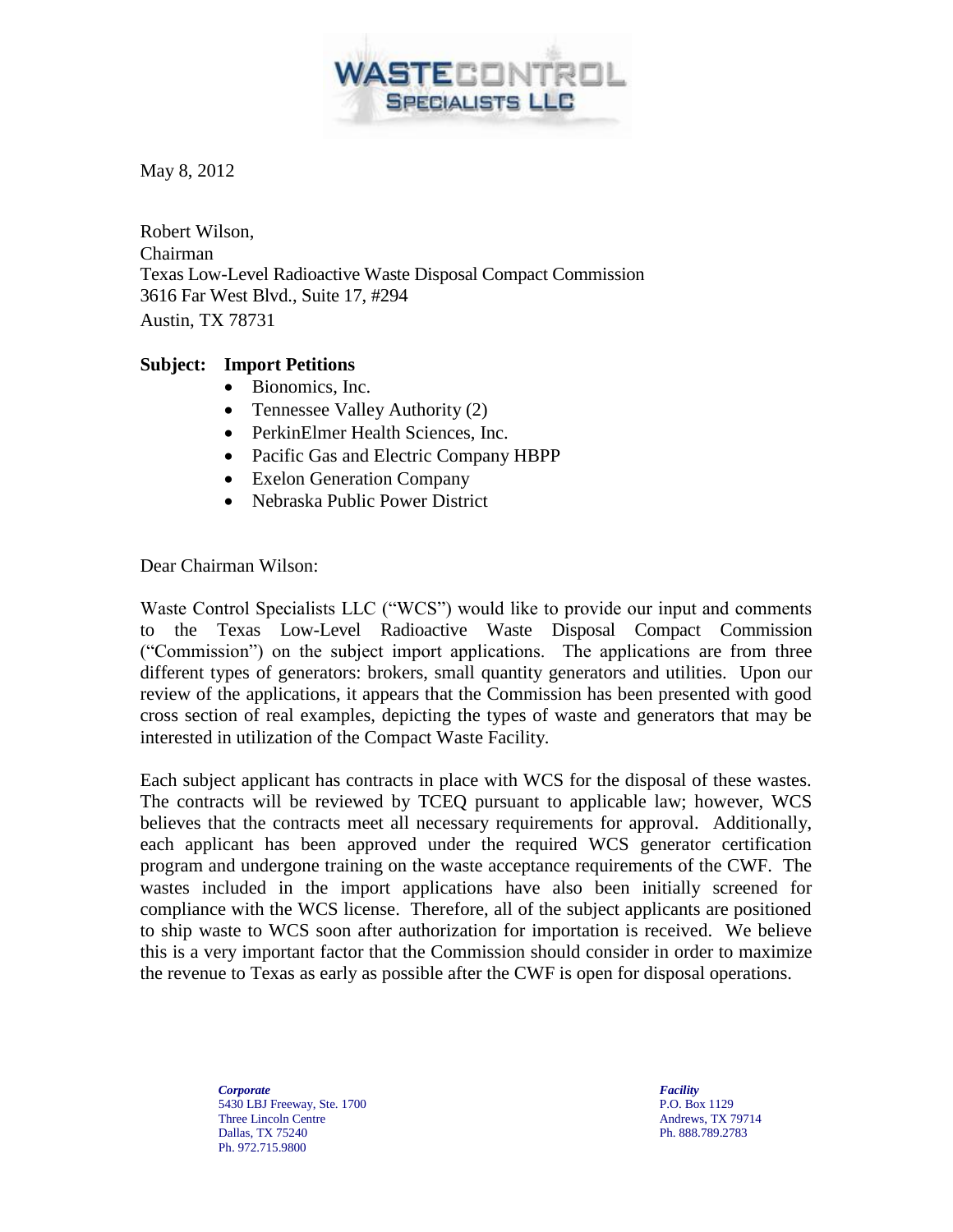WASTE CONTROL SPECIALISTS LLC

May 8, 2012

Robert Wilson,
Chairman
Texas Low-Level Radioactive Waste Disposal Compact Commission
3616 Far West Blvd., Suite 17, #294
Austin, TX 78731

**Subject: Import Petitions**

- Bionomics, Inc.
- Tennessee Valley Authority (2)
- PerkinElmer Health Sciences, Inc.
- Pacific Gas and Electric Company HBPP
- Exelon Generation Company
- Nebraska Public Power District

Dear Chairman Wilson:

Waste Control Specialists LLC ("WCS") would like to provide our input and comments to the Texas Low-Level Radioactive Waste Disposal Compact Commission ("Commission") on the subject import applications. The applications are from three different types of generators: brokers, small quantity generators and utilities. Upon our review of the applications, it appears that the Commission has been presented with good cross section of real examples, depicting the types of waste and generators that may be interested in utilization of the Compact Waste Facility.

Each subject applicant has contracts in place with WCS for the disposal of these wastes. The contracts will be reviewed by TCEQ pursuant to applicable law; however, WCS believes that the contracts meet all necessary requirements for approval. Additionally, each applicant has been approved under the required WCS generator certification program and undergone training on the waste acceptance requirements of the CWF. The wastes included in the import applications have also been initially screened for compliance with the WCS license. Therefore, all of the subject applicants are positioned to ship waste to WCS soon after authorization for importation is received. We believe this is a very important factor that the Commission should consider in order to maximize the revenue to Texas as early as possible after the CWF is open for disposal operations.

*Corporate*
5430 LBJ Freeway, Ste. 1700
Three Lincoln Centre
Dallas, TX 75240
Ph. 972.715.9800

*Facility*
P.O. Box 1129
Andrews, TX 79714
Ph. 888.789.2783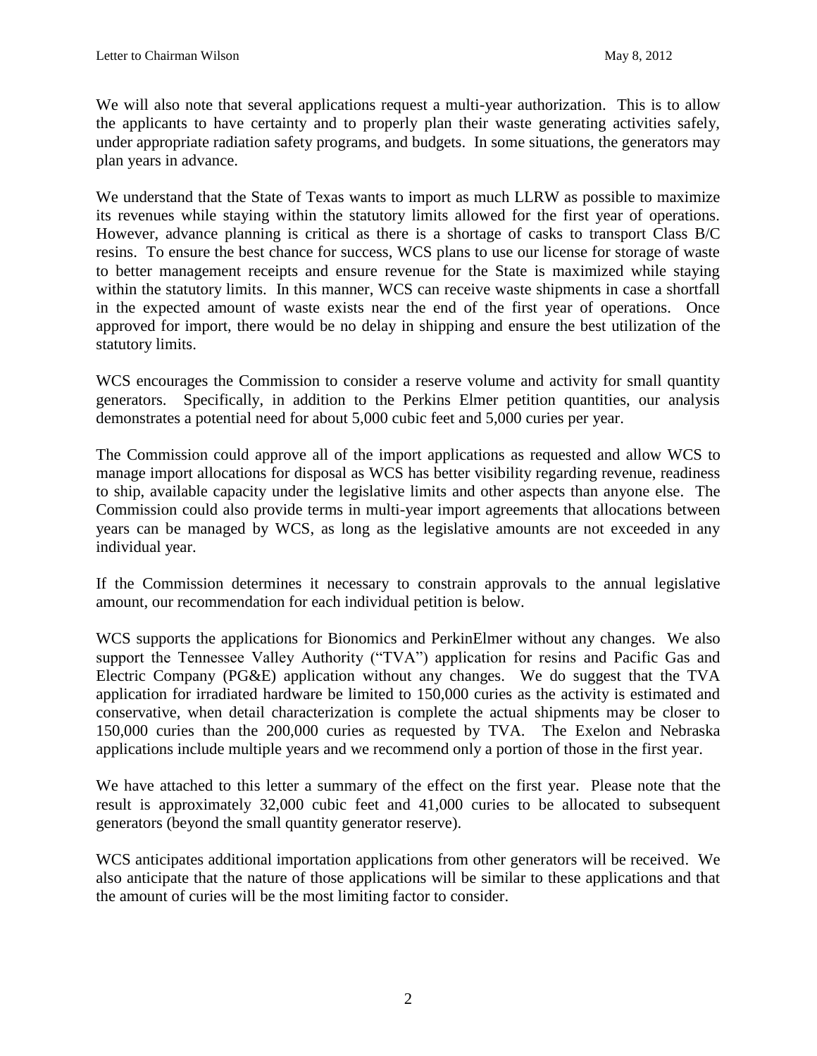We will also note that several applications request a multi-year authorization. This is to allow the applicants to have certainty and to properly plan their waste generating activities safely, under appropriate radiation safety programs, and budgets. In some situations, the generators may plan years in advance.

We understand that the State of Texas wants to import as much LLRW as possible to maximize its revenues while staying within the statutory limits allowed for the first year of operations. However, advance planning is critical as there is a shortage of casks to transport Class B/C resins. To ensure the best chance for success, WCS plans to use our license for storage of waste to better management receipts and ensure revenue for the State is maximized while staying within the statutory limits. In this manner, WCS can receive waste shipments in case a shortfall in the expected amount of waste exists near the end of the first year of operations. Once approved for import, there would be no delay in shipping and ensure the best utilization of the statutory limits.

WCS encourages the Commission to consider a reserve volume and activity for small quantity generators. Specifically, in addition to the Perkins Elmer petition quantities, our analysis demonstrates a potential need for about 5,000 cubic feet and 5,000 curies per year.

The Commission could approve all of the import applications as requested and allow WCS to manage import allocations for disposal as WCS has better visibility regarding revenue, readiness to ship, available capacity under the legislative limits and other aspects than anyone else. The Commission could also provide terms in multi-year import agreements that allocations between years can be managed by WCS, as long as the legislative amounts are not exceeded in any individual year.

If the Commission determines it necessary to constrain approvals to the annual legislative amount, our recommendation for each individual petition is below.

WCS supports the applications for Bionomics and PerkinElmer without any changes. We also support the Tennessee Valley Authority ("TVA") application for resins and Pacific Gas and Electric Company (PG&E) application without any changes. We do suggest that the TVA application for irradiated hardware be limited to 150,000 curies as the activity is estimated and conservative, when detail characterization is complete the actual shipments may be closer to 150,000 curies than the 200,000 curies as requested by TVA. The Exelon and Nebraska applications include multiple years and we recommend only a portion of those in the first year.

We have attached to this letter a summary of the effect on the first year. Please note that the result is approximately 32,000 cubic feet and 41,000 curies to be allocated to subsequent generators (beyond the small quantity generator reserve).

WCS anticipates additional importation applications from other generators will be received. We also anticipate that the nature of those applications will be similar to these applications and that the amount of curies will be the most limiting factor to consider.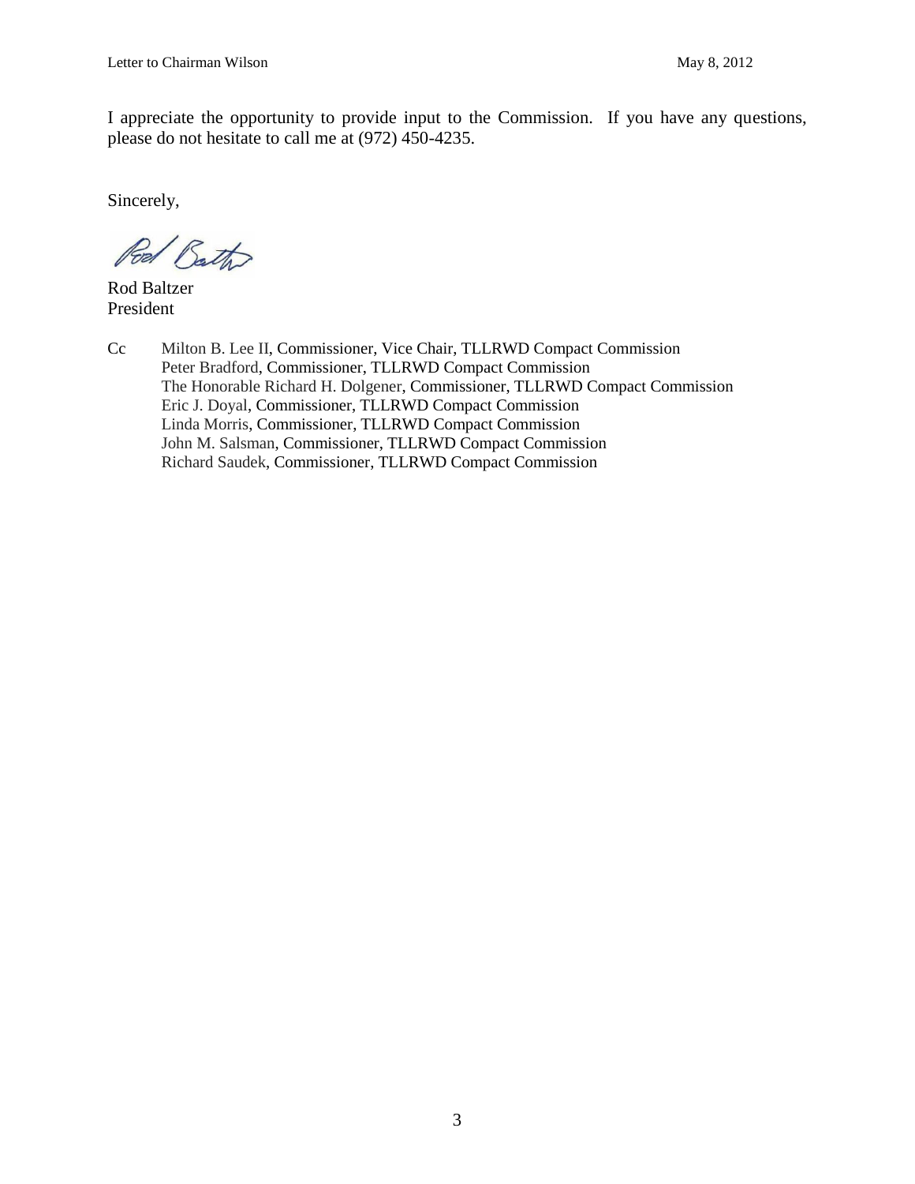I appreciate the opportunity to provide input to the Commission. If you have any questions, please do not hesitate to call me at (972) 450-4235.

Sincerely,

Rod Baltzer
President

Cc Milton B. Lee II, Commissioner, Vice Chair, TLLRWD Compact Commission
Peter Bradford, Commissioner, TLLRWD Compact Commission
The Honorable Richard H. Dolgener, Commissioner, TLLRWD Compact Commission
Eric J. Doyal, Commissioner, TLLRWD Compact Commission
Linda Morris, Commissioner, TLLRWD Compact Commission
John M. Salsman, Commissioner, TLLRWD Compact Commission
Richard Saudek, Commissioner, TLLRWD Compact Commission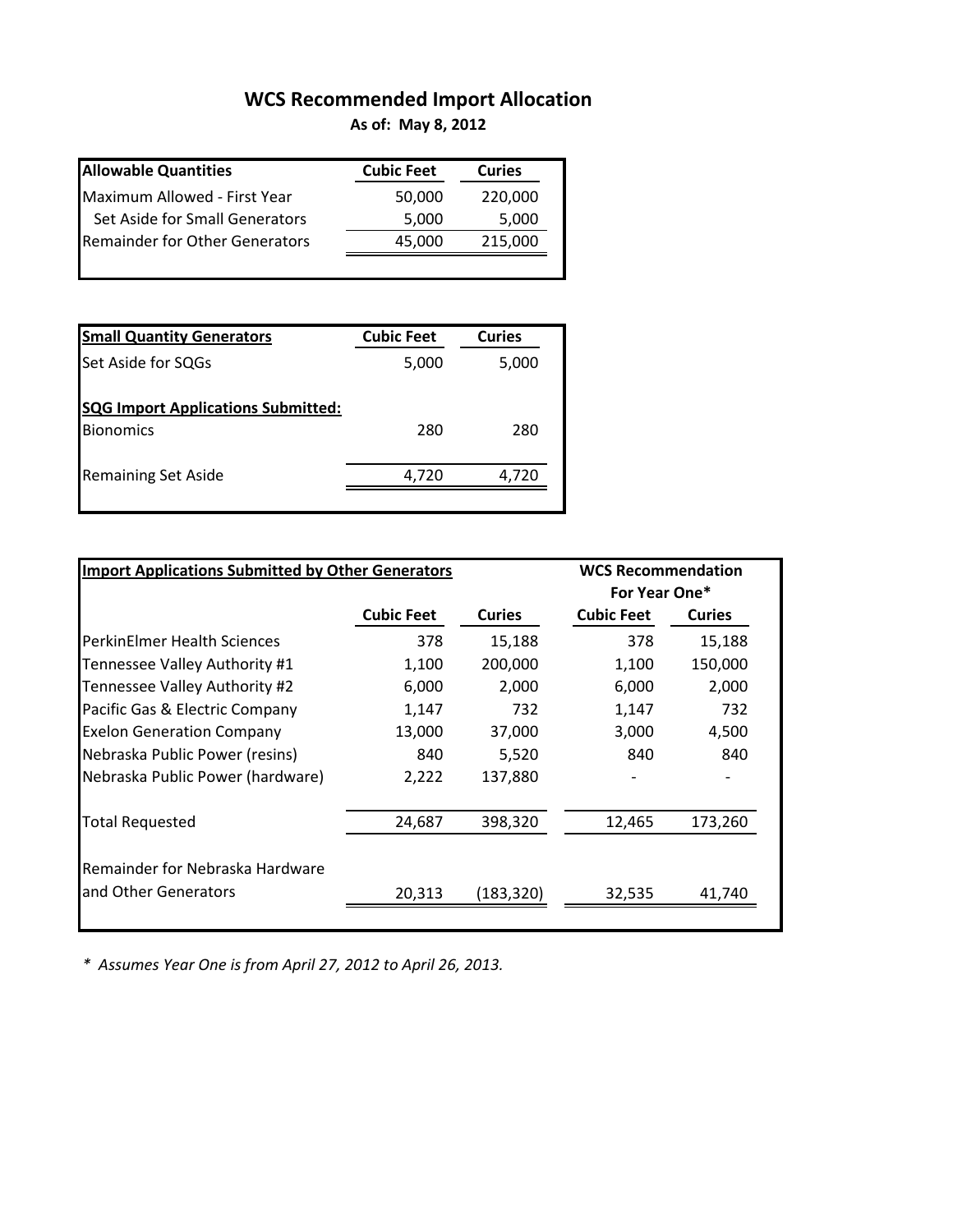# WCS Recommended Import Allocation

**As of: May 8, 2012**

| Allowable Quantities | Cubic Feet | Curies |
|---|---|---|
| Maximum Allowed - First Year | 50,000 | 220,000 |
| Set Aside for Small Generators | 5,000 | 5,000 |
| Remainder for Other Generators | 45,000 | 215,000 |

| Small Quantity Generators | Cubic Feet | Curies |
|---|---|---|
| Set Aside for SQGs | 5,000 | 5,000 |
| **SQG Import Applications Submitted:** | | |
| Bionomics | 280 | 280 |
| Remaining Set Aside | 4,720 | 4,720 |

| Import Applications Submitted by Other Generators | | | WCS Recommendation For Year One* | |
|---|---|---|---|---|
| | Cubic Feet | Curies | Cubic Feet | Curies |
| PerkinElmer Health Sciences | 378 | 15,188 | 378 | 15,188 |
| Tennessee Valley Authority #1 | 1,100 | 200,000 | 1,100 | 150,000 |
| Tennessee Valley Authority #2 | 6,000 | 2,000 | 6,000 | 2,000 |
| Pacific Gas & Electric Company | 1,147 | 732 | 1,147 | 732 |
| Exelon Generation Company | 13,000 | 37,000 | 3,000 | 4,500 |
| Nebraska Public Power (resins) | 840 | 5,520 | 840 | 840 |
| Nebraska Public Power (hardware) | 2,222 | 137,880 | - | - |
| Total Requested | 24,687 | 398,320 | 12,465 | 173,260 |
| Remainder for Nebraska Hardware and Other Generators | 20,313 | (183,320) | 32,535 | 41,740 |

*\* Assumes Year One is from April 27, 2012 to April 26, 2013.*